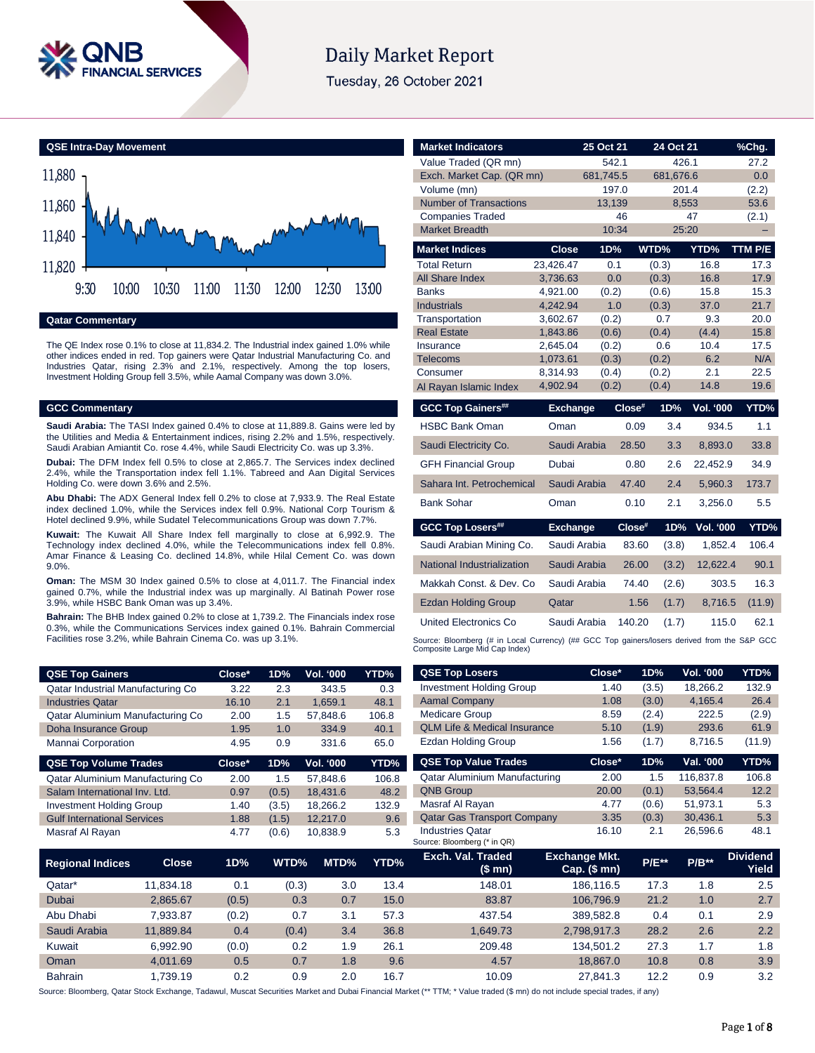# Daily Market Report

Tuesday, 26 October 2021

## QSE Intra-Day Movement

## Qatar Commentary

The QE Index rose 0.1% to close at 11,834.2. The Industrial index gained 1.0% while other indices ended in red. Top gainers were Qatar Industrial Manufacturing Co. and Industries Qatar, rising 2.3% and 2.1%, respectively. Among the top losers, Investment Holding Group fell 3.5%, while Aamal Company was down 3.0%.

## GCC Commentary

**Saudi Arabia:** The TASI Index gained 0.4% to close at 11,889.8. Gains were led by the Utilities and Media & Entertainment indices, rising 2.2% and 1.5%, respectively. Saudi Arabian Amiantit Co. rose 4.4%, while Saudi Electricity Co. was up 3.3%.

**Dubai:** The DFM Index fell 0.5% to close at 2,865.7. The Services index declined 2.4%, while the Transportation index fell 1.1%. Tabreed and Aan Digital Services Holding Co. were down 3.6% and 2.5%.

**Abu Dhabi:** The ADX General Index fell 0.2% to close at 7,933.9. The Real Estate index declined 1.0%, while the Services index fell 0.9%. National Corp Tourism & Hotel declined 9.9%, while Sudatel Telecommunications Group was down 7.7%.

**Kuwait:** The Kuwait All Share Index fell marginally to close at 6,992.9. The Technology index declined 4.0%, while the Telecommunications index fell 0.8%. Amar Finance & Leasing Co. declined 14.8%, while Hilal Cement Co. was down 9.0%.

**Oman:** The MSM 30 Index gained 0.5% to close at 4,011.7. The Financial index gained 0.7%, while the Industrial index was up marginally. Al Batinah Power rose 3.9%, while HSBC Bank Oman was up 3.4%.

**Bahrain:** The BHB Index gained 0.2% to close at 1,739.2. The Financials index rose 0.3%, while the Communications Services index gained 0.1%. Bahrain Commercial Facilities rose 3.2%, while Bahrain Cinema Co. was up 3.1%.

| Market Indicators | 25 Oct 21 | 24 Oct 21 | %Chg. |
|---|---|---|---|
| Value Traded (QR mn) | 542.1 | 426.1 | 27.2 |
| Exch. Market Cap. (QR mn) | 681,745.5 | 681,676.6 | 0.0 |
| Volume (mn) | 197.0 | 201.4 | (2.2) |
| Number of Transactions | 13,139 | 8,553 | 53.6 |
| Companies Traded | 46 | 47 | (2.1) |
| Market Breadth | 10:34 | 25:20 | – |

| Market Indices | Close | 1D% | WTD% | YTD% | TTM P/E |
|---|---|---|---|---|---|
| Total Return | 23,426.47 | 0.1 | (0.3) | 16.8 | 17.3 |
| All Share Index | 3,736.63 | 0.0 | (0.3) | 16.8 | 17.9 |
| Banks | 4,921.00 | (0.2) | (0.6) | 15.8 | 15.3 |
| Industrials | 4,242.94 | 1.0 | (0.3) | 37.0 | 21.7 |
| Transportation | 3,602.67 | (0.2) | 0.7 | 9.3 | 20.0 |
| Real Estate | 1,843.86 | (0.6) | (0.4) | (4.4) | 15.8 |
| Insurance | 2,645.04 | (0.2) | 0.6 | 10.4 | 17.5 |
| Telecoms | 1,073.61 | (0.3) | (0.2) | 6.2 | N/A |
| Consumer | 8,314.93 | (0.4) | (0.2) | 2.1 | 22.5 |
| Al Rayan Islamic Index | 4,902.94 | (0.2) | (0.4) | 14.8 | 19.6 |

| GCC Top Gainers## | Exchange | Close# | 1D% | Vol. '000 | YTD% |
|---|---|---|---|---|---|
| HSBC Bank Oman | Oman | 0.09 | 3.4 | 934.5 | 1.1 |
| Saudi Electricity Co. | Saudi Arabia | 28.50 | 3.3 | 8,893.0 | 33.8 |
| GFH Financial Group | Dubai | 0.80 | 2.6 | 22,452.9 | 34.9 |
| Sahara Int. Petrochemical | Saudi Arabia | 47.40 | 2.4 | 5,960.3 | 173.7 |
| Bank Sohar | Oman | 0.10 | 2.1 | 3,256.0 | 5.5 |

| GCC Top Losers## | Exchange | Close# | 1D% | Vol. '000 | YTD% |
|---|---|---|---|---|---|
| Saudi Arabian Mining Co. | Saudi Arabia | 83.60 | (3.8) | 1,852.4 | 106.4 |
| National Industrialization | Saudi Arabia | 26.00 | (3.2) | 12,622.4 | 90.1 |
| Makkah Const. & Dev. Co | Saudi Arabia | 74.40 | (2.6) | 303.5 | 16.3 |
| Ezdan Holding Group | Qatar | 1.56 | (1.7) | 8,716.5 | (11.9) |
| United Electronics Co | Saudi Arabia | 140.20 | (1.7) | 115.0 | 62.1 |

Source: Bloomberg (# in Local Currency) (## GCC Top gainers/losers derived from the S&P GCC Composite Large Mid Cap Index)

| QSE Top Gainers | Close* | 1D% | Vol. '000 | YTD% |
|---|---|---|---|---|
| Qatar Industrial Manufacturing Co | 3.22 | 2.3 | 343.5 | 0.3 |
| Industries Qatar | 16.10 | 2.1 | 1,659.1 | 48.1 |
| Qatar Aluminium Manufacturing Co | 2.00 | 1.5 | 57,848.6 | 106.8 |
| Doha Insurance Group | 1.95 | 1.0 | 334.9 | 40.1 |
| Mannai Corporation | 4.95 | 0.9 | 331.6 | 65.0 |

| QSE Top Volume Trades | Close* | 1D% | Vol. '000 | YTD% |
|---|---|---|---|---|
| Qatar Aluminium Manufacturing Co | 2.00 | 1.5 | 57,848.6 | 106.8 |
| Salam International Inv. Ltd. | 0.97 | (0.5) | 18,431.6 | 48.2 |
| Investment Holding Group | 1.40 | (3.5) | 18,266.2 | 132.9 |
| Gulf International Services | 1.88 | (1.5) | 12,217.0 | 9.6 |
| Masraf Al Rayan | 4.77 | (0.6) | 10,838.9 | 5.3 |

| QSE Top Losers | Close* | 1D% | Vol. '000 | YTD% |
|---|---|---|---|---|
| Investment Holding Group | 1.40 | (3.5) | 18,266.2 | 132.9 |
| Aamal Company | 1.08 | (3.0) | 4,165.4 | 26.4 |
| Medicare Group | 8.59 | (2.4) | 222.5 | (2.9) |
| QLM Life & Medical Insurance | 5.10 | (1.9) | 293.6 | 61.9 |
| Ezdan Holding Group | 1.56 | (1.7) | 8,716.5 | (11.9) |

| QSE Top Value Trades | Close* | 1D% | Val. '000 | YTD% |
|---|---|---|---|---|
| Qatar Aluminium Manufacturing | 2.00 | 1.5 | 116,837.8 | 106.8 |
| QNB Group | 20.00 | (0.1) | 53,564.4 | 12.2 |
| Masraf Al Rayan | 4.77 | (0.6) | 51,973.1 | 5.3 |
| Qatar Gas Transport Company | 3.35 | (0.3) | 30,436.1 | 5.3 |
| Industries Qatar | 16.10 | 2.1 | 26,596.6 | 48.1 |

Source: Bloomberg (* in QR)

| Regional Indices | Close | 1D% | WTD% | MTD% | YTD% | Exch. Val. Traded ($ mn) | Exchange Mkt. Cap. ($ mn) | P/E** | P/B** | Dividend Yield |
|---|---|---|---|---|---|---|---|---|---|---|
| Qatar* | 11,834.18 | 0.1 | (0.3) | 3.0 | 13.4 | 148.01 | 186,116.5 | 17.3 | 1.8 | 2.5 |
| Dubai | 2,865.67 | (0.5) | 0.3 | 0.7 | 15.0 | 83.87 | 106,796.9 | 21.2 | 1.0 | 2.7 |
| Abu Dhabi | 7,933.87 | (0.2) | 0.7 | 3.1 | 57.3 | 437.54 | 389,582.8 | 0.4 | 0.1 | 2.9 |
| Saudi Arabia | 11,889.84 | 0.4 | (0.4) | 3.4 | 36.8 | 1,649.73 | 2,798,917.3 | 28.2 | 2.6 | 2.2 |
| Kuwait | 6,992.90 | (0.0) | 0.2 | 1.9 | 26.1 | 209.48 | 134,501.2 | 27.3 | 1.7 | 1.8 |
| Oman | 4,011.69 | 0.5 | 0.7 | 1.8 | 9.6 | 4.57 | 18,867.0 | 10.8 | 0.8 | 3.9 |
| Bahrain | 1,739.19 | 0.2 | 0.9 | 2.0 | 16.7 | 10.09 | 27,841.3 | 12.2 | 0.9 | 3.2 |

Source: Bloomberg, Qatar Stock Exchange, Tadawul, Muscat Securities Market and Dubai Financial Market (** TTM; * Value traded ($ mn) do not include special trades, if any)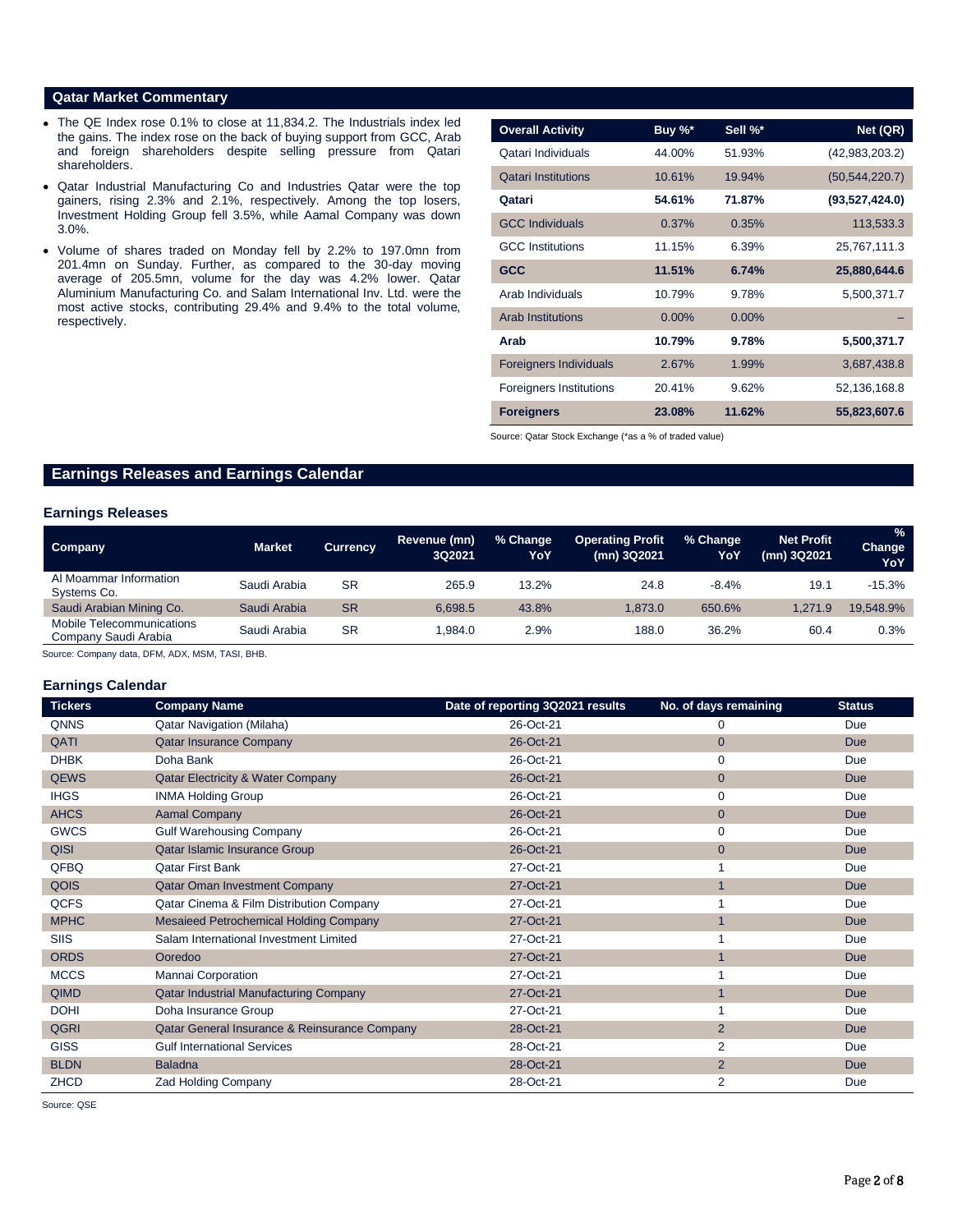## Qatar Market Commentary

- The QE Index rose 0.1% to close at 11,834.2. The Industrials index led the gains. The index rose on the back of buying support from GCC, Arab and foreign shareholders despite selling pressure from Qatari shareholders.
- Qatar Industrial Manufacturing Co and Industries Qatar were the top gainers, rising 2.3% and 2.1%, respectively. Among the top losers, Investment Holding Group fell 3.5%, while Aamal Company was down 3.0%.
- Volume of shares traded on Monday fell by 2.2% to 197.0mn from 201.4mn on Sunday. Further, as compared to the 30-day moving average of 205.5mn, volume for the day was 4.2% lower. Qatar Aluminium Manufacturing Co. and Salam International Inv. Ltd. were the most active stocks, contributing 29.4% and 9.4% to the total volume, respectively.

| Overall Activity | Buy %* | Sell %* | Net (QR) |
|---|---|---|---|
| Qatari Individuals | 44.00% | 51.93% | (42,983,203.2) |
| Qatari Institutions | 10.61% | 19.94% | (50,544,220.7) |
| **Qatari** | **54.61%** | **71.87%** | **(93,527,424.0)** |
| GCC Individuals | 0.37% | 0.35% | 113,533.3 |
| GCC Institutions | 11.15% | 6.39% | 25,767,111.3 |
| **GCC** | **11.51%** | **6.74%** | **25,880,644.6** |
| Arab Individuals | 10.79% | 9.78% | 5,500,371.7 |
| Arab Institutions | 0.00% | 0.00% | – |
| **Arab** | **10.79%** | **9.78%** | **5,500,371.7** |
| Foreigners Individuals | 2.67% | 1.99% | 3,687,438.8 |
| Foreigners Institutions | 20.41% | 9.62% | 52,136,168.8 |
| **Foreigners** | **23.08%** | **11.62%** | **55,823,607.6** |

Source: Qatar Stock Exchange (*as a % of traded value)

## Earnings Releases and Earnings Calendar

### Earnings Releases

| Company | Market | Currency | Revenue (mn) 3Q2021 | % Change YoY | Operating Profit (mn) 3Q2021 | % Change YoY | Net Profit (mn) 3Q2021 | % Change YoY |
|---|---|---|---|---|---|---|---|---|
| Al Moammar Information Systems Co. | Saudi Arabia | SR | 265.9 | 13.2% | 24.8 | -8.4% | 19.1 | -15.3% |
| Saudi Arabian Mining Co. | Saudi Arabia | SR | 6,698.5 | 43.8% | 1,873.0 | 650.6% | 1,271.9 | 19,548.9% |
| Mobile Telecommunications Company Saudi Arabia | Saudi Arabia | SR | 1,984.0 | 2.9% | 188.0 | 36.2% | 60.4 | 0.3% |

Source: Company data, DFM, ADX, MSM, TASI, BHB.

### Earnings Calendar

| Tickers | Company Name | Date of reporting 3Q2021 results | No. of days remaining | Status |
|---|---|---|---|---|
| QNNS | Qatar Navigation (Milaha) | 26-Oct-21 | 0 | Due |
| QATI | Qatar Insurance Company | 26-Oct-21 | 0 | Due |
| DHBK | Doha Bank | 26-Oct-21 | 0 | Due |
| QEWS | Qatar Electricity & Water Company | 26-Oct-21 | 0 | Due |
| IHGS | INMA Holding Group | 26-Oct-21 | 0 | Due |
| AHCS | Aamal Company | 26-Oct-21 | 0 | Due |
| GWCS | Gulf Warehousing Company | 26-Oct-21 | 0 | Due |
| QISI | Qatar Islamic Insurance Group | 26-Oct-21 | 0 | Due |
| QFBQ | Qatar First Bank | 27-Oct-21 | 1 | Due |
| QOIS | Qatar Oman Investment Company | 27-Oct-21 | 1 | Due |
| QCFS | Qatar Cinema & Film Distribution Company | 27-Oct-21 | 1 | Due |
| MPHC | Mesaieed Petrochemical Holding Company | 27-Oct-21 | 1 | Due |
| SIIS | Salam International Investment Limited | 27-Oct-21 | 1 | Due |
| ORDS | Ooredoo | 27-Oct-21 | 1 | Due |
| MCCS | Mannai Corporation | 27-Oct-21 | 1 | Due |
| QIMD | Qatar Industrial Manufacturing Company | 27-Oct-21 | 1 | Due |
| DOHI | Doha Insurance Group | 27-Oct-21 | 1 | Due |
| QGRI | Qatar General Insurance & Reinsurance Company | 28-Oct-21 | 2 | Due |
| GISS | Gulf International Services | 28-Oct-21 | 2 | Due |
| BLDN | Baladna | 28-Oct-21 | 2 | Due |
| ZHCD | Zad Holding Company | 28-Oct-21 | 2 | Due |

Source: QSE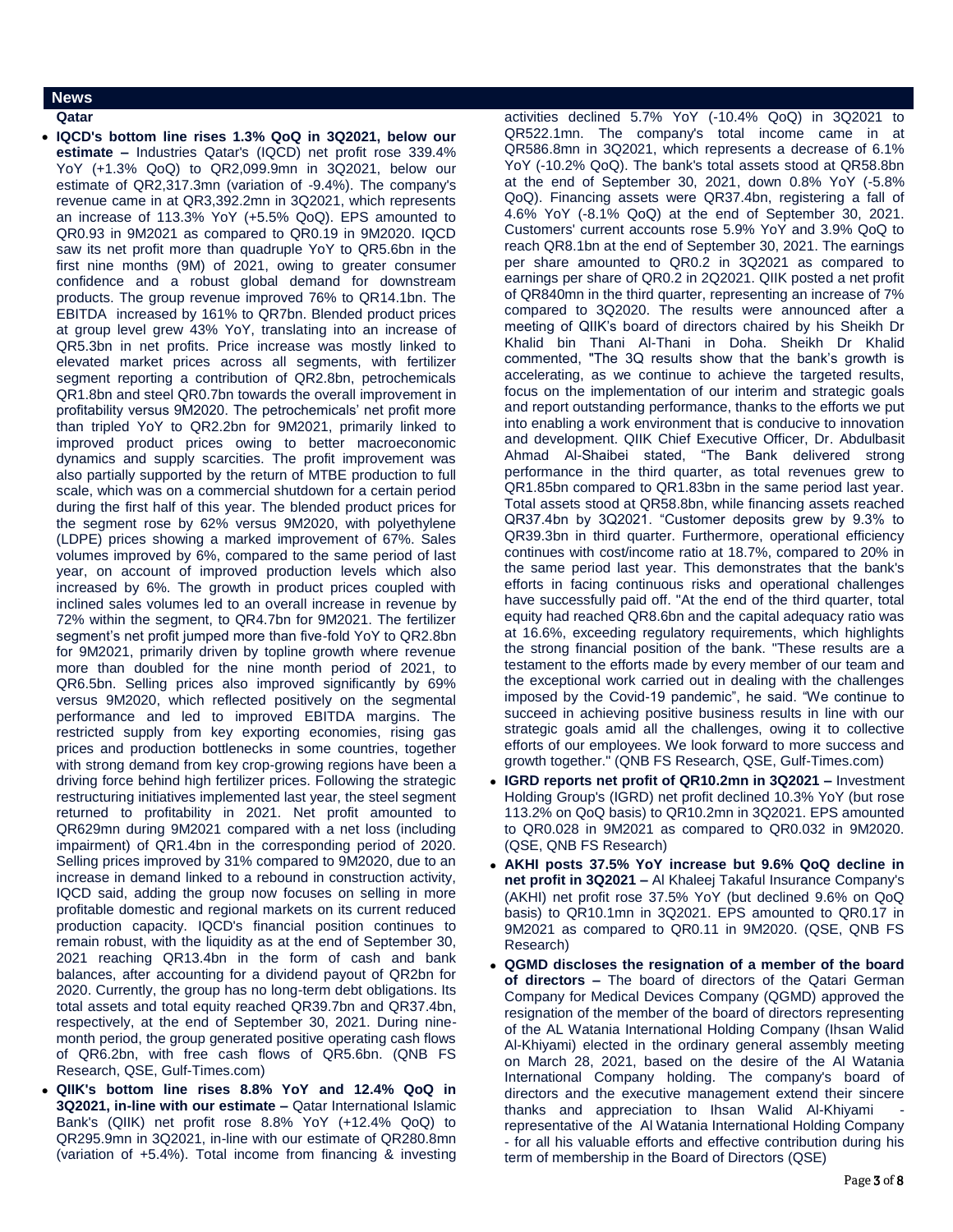## News

### Qatar

- **IQCD's bottom line rises 1.3% QoQ in 3Q2021, below our estimate –** Industries Qatar's (IQCD) net profit rose 339.4% YoY (+1.3% QoQ) to QR2,099.9mn in 3Q2021, below our estimate of QR2,317.3mn (variation of -9.4%). The company's revenue came in at QR3,392.2mn in 3Q2021, which represents an increase of 113.3% YoY (+5.5% QoQ). EPS amounted to QR0.93 in 9M2021 as compared to QR0.19 in 9M2020. IQCD saw its net profit more than quadruple YoY to QR5.6bn in the first nine months (9M) of 2021, owing to greater consumer confidence and a robust global demand for downstream products. The group revenue improved 76% to QR14.1bn. The EBITDA increased by 161% to QR7bn. Blended product prices at group level grew 43% YoY, translating into an increase of QR5.3bn in net profits. Price increase was mostly linked to elevated market prices across all segments, with fertilizer segment reporting a contribution of QR2.8bn, petrochemicals QR1.8bn and steel QR0.7bn towards the overall improvement in profitability versus 9M2020. The petrochemicals' net profit more than tripled YoY to QR2.2bn for 9M2021, primarily linked to improved product prices owing to better macroeconomic dynamics and supply scarcities. The profit improvement was also partially supported by the return of MTBE production to full scale, which was on a commercial shutdown for a certain period during the first half of this year. The blended product prices for the segment rose by 62% versus 9M2020, with polyethylene (LDPE) prices showing a marked improvement of 67%. Sales volumes improved by 6%, compared to the same period of last year, on account of improved production levels which also increased by 6%. The growth in product prices coupled with inclined sales volumes led to an overall increase in revenue by 72% within the segment, to QR4.7bn for 9M2021. The fertilizer segment's net profit jumped more than five-fold YoY to QR2.8bn for 9M2021, primarily driven by topline growth where revenue more than doubled for the nine month period of 2021, to QR6.5bn. Selling prices also improved significantly by 69% versus 9M2020, which reflected positively on the segmental performance and led to improved EBITDA margins. The restricted supply from key exporting economies, rising gas prices and production bottlenecks in some countries, together with strong demand from key crop-growing regions have been a driving force behind high fertilizer prices. Following the strategic restructuring initiatives implemented last year, the steel segment returned to profitability in 2021. Net profit amounted to QR629mn during 9M2021 compared with a net loss (including impairment) of QR1.4bn in the corresponding period of 2020. Selling prices improved by 31% compared to 9M2020, due to an increase in demand linked to a rebound in construction activity, IQCD said, adding the group now focuses on selling in more profitable domestic and regional markets on its current reduced production capacity. IQCD's financial position continues to remain robust, with the liquidity as at the end of September 30, 2021 reaching QR13.4bn in the form of cash and bank balances, after accounting for a dividend payout of QR2bn for 2020. Currently, the group has no long-term debt obligations. Its total assets and total equity reached QR39.7bn and QR37.4bn, respectively, at the end of September 30, 2021. During nine-month period, the group generated positive operating cash flows of QR6.2bn, with free cash flows of QR5.6bn. (QNB FS Research, QSE, Gulf-Times.com)

- **QIIK's bottom line rises 8.8% YoY and 12.4% QoQ in 3Q2021, in-line with our estimate –** Qatar International Islamic Bank's (QIIK) net profit rose 8.8% YoY (+12.4% QoQ) to QR295.9mn in 3Q2021, in-line with our estimate of QR280.8mn (variation of +5.4%). Total income from financing & investing activities declined 5.7% YoY (-10.4% QoQ) in 3Q2021 to QR522.1mn. The company's total income came in at QR586.8mn in 3Q2021, which represents a decrease of 6.1% YoY (-10.2% QoQ). The bank's total assets stood at QR58.8bn at the end of September 30, 2021, down 0.8% YoY (-5.8% QoQ). Financing assets were QR37.4bn, registering a fall of 4.6% YoY (-8.1% QoQ) at the end of September 30, 2021. Customers' current accounts rose 5.9% YoY and 3.9% QoQ to reach QR8.1bn at the end of September 30, 2021. The earnings per share amounted to QR0.2 in 3Q2021 as compared to earnings per share of QR0.2 in 2Q2021. QIIK posted a net profit of QR840mn in the third quarter, representing an increase of 7% compared to 3Q2020. The results were announced after a meeting of QIIK's board of directors chaired by his Sheikh Dr Khalid bin Thani Al-Thani in Doha. Sheikh Dr Khalid commented, "The 3Q results show that the bank's growth is accelerating, as we continue to achieve the targeted results, focus on the implementation of our interim and strategic goals and report outstanding performance, thanks to the efforts we put into enabling a work environment that is conducive to innovation and development. QIIK Chief Executive Officer, Dr. Abdulbasit Ahmad Al-Shaibei stated, "The Bank delivered strong performance in the third quarter, as total revenues grew to QR1.85bn compared to QR1.83bn in the same period last year. Total assets stood at QR58.8bn, while financing assets reached QR37.4bn by 3Q2021. "Customer deposits grew by 9.3% to QR39.3bn in third quarter. Furthermore, operational efficiency continues with cost/income ratio at 18.7%, compared to 20% in the same period last year. This demonstrates that the bank's efforts in facing continuous risks and operational challenges have successfully paid off. "At the end of the third quarter, total equity had reached QR8.6bn and the capital adequacy ratio was at 16.6%, exceeding regulatory requirements, which highlights the strong financial position of the bank. "These results are a testament to the efforts made by every member of our team and the exceptional work carried out in dealing with the challenges imposed by the Covid-19 pandemic", he said. "We continue to succeed in achieving positive business results in line with our strategic goals amid all the challenges, owing it to collective efforts of our employees. We look forward to more success and growth together." (QNB FS Research, QSE, Gulf-Times.com)

- **IGRD reports net profit of QR10.2mn in 3Q2021 –** Investment Holding Group's (IGRD) net profit declined 10.3% YoY (but rose 113.2% on QoQ basis) to QR10.2mn in 3Q2021. EPS amounted to QR0.028 in 9M2021 as compared to QR0.032 in 9M2020. (QSE, QNB FS Research)

- **AKHI posts 37.5% YoY increase but 9.6% QoQ decline in net profit in 3Q2021 –** Al Khaleej Takaful Insurance Company's (AKHI) net profit rose 37.5% YoY (but declined 9.6% on QoQ basis) to QR10.1mn in 3Q2021. EPS amounted to QR0.17 in 9M2021 as compared to QR0.11 in 9M2020. (QSE, QNB FS Research)

- **QGMD discloses the resignation of a member of the board of directors –** The board of directors of the Qatari German Company for Medical Devices Company (QGMD) approved the resignation of the member of the board of directors representing of the AL Watania International Holding Company (Ihsan Walid Al-Khiyami) elected in the ordinary general assembly meeting on March 28, 2021, based on the desire of the Al Watania International Company holding. The company's board of directors and the executive management extend their sincere thanks and appreciation to Ihsan Walid Al-Khiyami - representative of the Al Watania International Holding Company - for all his valuable efforts and effective contribution during his term of membership in the Board of Directors (QSE)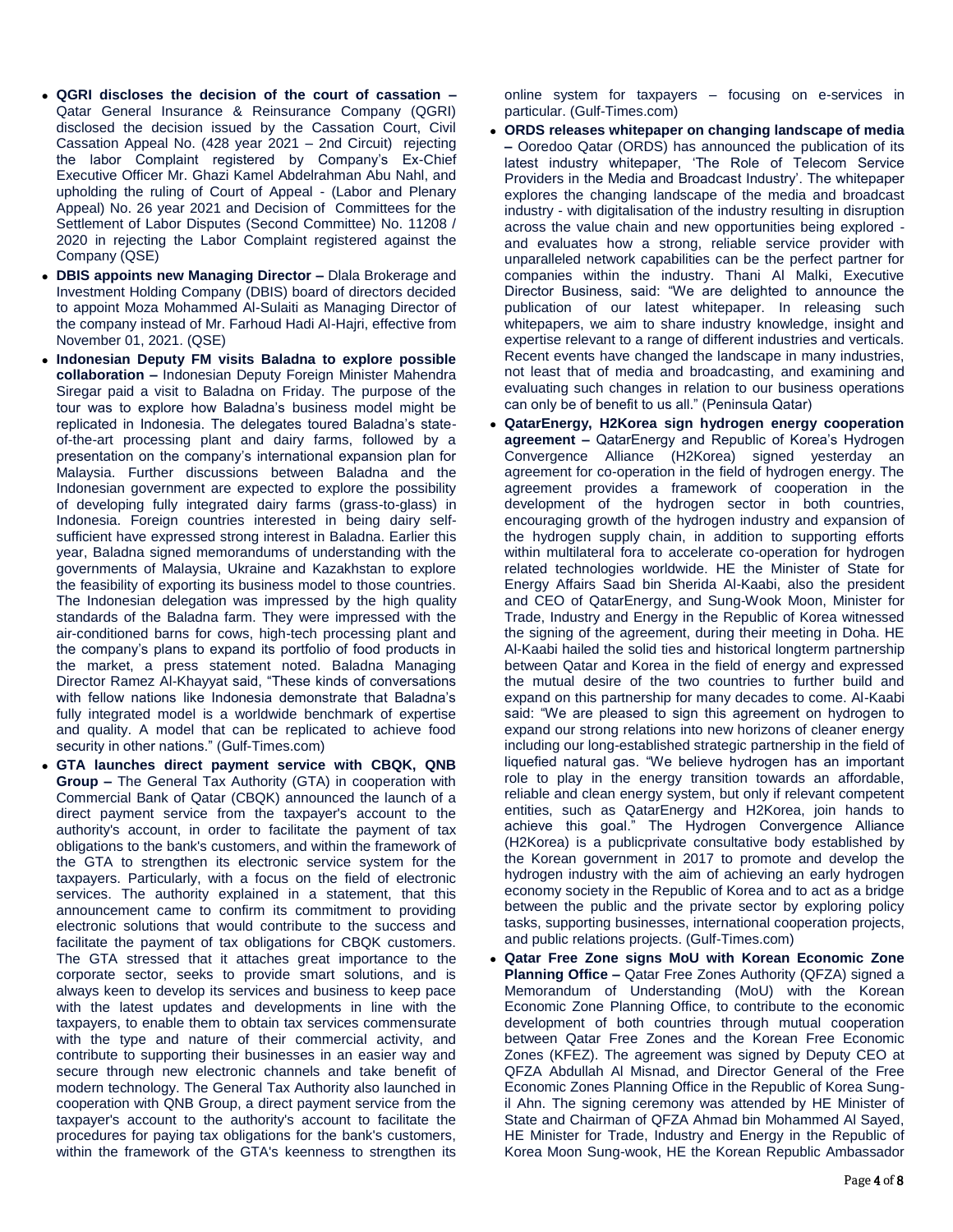- **QGRI discloses the decision of the court of cassation –** Qatar General Insurance & Reinsurance Company (QGRI) disclosed the decision issued by the Cassation Court, Civil Cassation Appeal No. (428 year 2021 – 2nd Circuit) rejecting the labor Complaint registered by Company's Ex-Chief Executive Officer Mr. Ghazi Kamel Abdelrahman Abu Nahl, and upholding the ruling of Court of Appeal - (Labor and Plenary Appeal) No. 26 year 2021 and Decision of Committees for the Settlement of Labor Disputes (Second Committee) No. 11208 / 2020 in rejecting the Labor Complaint registered against the Company (QSE)
- **DBIS appoints new Managing Director –** Dlala Brokerage and Investment Holding Company (DBIS) board of directors decided to appoint Moza Mohammed Al-Sulaiti as Managing Director of the company instead of Mr. Farhoud Hadi Al-Hajri, effective from November 01, 2021. (QSE)
- **Indonesian Deputy FM visits Baladna to explore possible collaboration –** Indonesian Deputy Foreign Minister Mahendra Siregar paid a visit to Baladna on Friday. The purpose of the tour was to explore how Baladna's business model might be replicated in Indonesia. The delegates toured Baladna's state-of-the-art processing plant and dairy farms, followed by a presentation on the company's international expansion plan for Malaysia. Further discussions between Baladna and the Indonesian government are expected to explore the possibility of developing fully integrated dairy farms (grass-to-glass) in Indonesia. Foreign countries interested in being dairy self-sufficient have expressed strong interest in Baladna. Earlier this year, Baladna signed memorandums of understanding with the governments of Malaysia, Ukraine and Kazakhstan to explore the feasibility of exporting its business model to those countries. The Indonesian delegation was impressed by the high quality standards of the Baladna farm. They were impressed with the air-conditioned barns for cows, high-tech processing plant and the company's plans to expand its portfolio of food products in the market, a press statement noted. Baladna Managing Director Ramez Al-Khayyat said, "These kinds of conversations with fellow nations like Indonesia demonstrate that Baladna's fully integrated model is a worldwide benchmark of expertise and quality. A model that can be replicated to achieve food security in other nations." (Gulf-Times.com)
- **GTA launches direct payment service with CBQK, QNB Group –** The General Tax Authority (GTA) in cooperation with Commercial Bank of Qatar (CBQK) announced the launch of a direct payment service from the taxpayer's account to the authority's account, in order to facilitate the payment of tax obligations to the bank's customers, and within the framework of the GTA to strengthen its electronic service system for the taxpayers. Particularly, with a focus on the field of electronic services. The authority explained in a statement, that this announcement came to confirm its commitment to providing electronic solutions that would contribute to the success and facilitate the payment of tax obligations for CBQK customers. The GTA stressed that it attaches great importance to the corporate sector, seeks to provide smart solutions, and is always keen to develop its services and business to keep pace with the latest updates and developments in line with the taxpayers, to enable them to obtain tax services commensurate with the type and nature of their commercial activity, and contribute to supporting their businesses in an easier way and secure through new electronic channels and take benefit of modern technology. The General Tax Authority also launched in cooperation with QNB Group, a direct payment service from the taxpayer's account to the authority's account to facilitate the procedures for paying tax obligations for the bank's customers, within the framework of the GTA's keenness to strengthen its online system for taxpayers – focusing on e-services in particular. (Gulf-Times.com)
- **ORDS releases whitepaper on changing landscape of media –** Ooredoo Qatar (ORDS) has announced the publication of its latest industry whitepaper, 'The Role of Telecom Service Providers in the Media and Broadcast Industry'. The whitepaper explores the changing landscape of the media and broadcast industry - with digitalisation of the industry resulting in disruption across the value chain and new opportunities being explored - and evaluates how a strong, reliable service provider with unparalleled network capabilities can be the perfect partner for companies within the industry. Thani Al Malki, Executive Director Business, said: "We are delighted to announce the publication of our latest whitepaper. In releasing such whitepapers, we aim to share industry knowledge, insight and expertise relevant to a range of different industries and verticals. Recent events have changed the landscape in many industries, not least that of media and broadcasting, and examining and evaluating such changes in relation to our business operations can only be of benefit to us all." (Peninsula Qatar)
- **QatarEnergy, H2Korea sign hydrogen energy cooperation agreement –** QatarEnergy and Republic of Korea's Hydrogen Convergence Alliance (H2Korea) signed yesterday an agreement for co-operation in the field of hydrogen energy. The agreement provides a framework of cooperation in the development of the hydrogen sector in both countries, encouraging growth of the hydrogen industry and expansion of the hydrogen supply chain, in addition to supporting efforts within multilateral fora to accelerate co-operation for hydrogen related technologies worldwide. HE the Minister of State for Energy Affairs Saad bin Sherida Al-Kaabi, also the president and CEO of QatarEnergy, and Sung-Wook Moon, Minister for Trade, Industry and Energy in the Republic of Korea witnessed the signing of the agreement, during their meeting in Doha. HE Al-Kaabi hailed the solid ties and historical longterm partnership between Qatar and Korea in the field of energy and expressed the mutual desire of the two countries to further build and expand on this partnership for many decades to come. Al-Kaabi said: "We are pleased to sign this agreement on hydrogen to expand our strong relations into new horizons of cleaner energy including our long-established strategic partnership in the field of liquefied natural gas. "We believe hydrogen has an important role to play in the energy transition towards an affordable, reliable and clean energy system, but only if relevant competent entities, such as QatarEnergy and H2Korea, join hands to achieve this goal." The Hydrogen Convergence Alliance (H2Korea) is a publicprivate consultative body established by the Korean government in 2017 to promote and develop the hydrogen industry with the aim of achieving an early hydrogen economy society in the Republic of Korea and to act as a bridge between the public and the private sector by exploring policy tasks, supporting businesses, international cooperation projects, and public relations projects. (Gulf-Times.com)
- **Qatar Free Zone signs MoU with Korean Economic Zone Planning Office –** Qatar Free Zones Authority (QFZA) signed a Memorandum of Understanding (MoU) with the Korean Economic Zone Planning Office, to contribute to the economic development of both countries through mutual cooperation between Qatar Free Zones and the Korean Free Economic Zones (KFEZ). The agreement was signed by Deputy CEO at QFZA Abdullah Al Misnad, and Director General of the Free Economic Zones Planning Office in the Republic of Korea Sung-il Ahn. The signing ceremony was attended by HE Minister of State and Chairman of QFZA Ahmad bin Mohammed Al Sayed, HE Minister for Trade, Industry and Energy in the Republic of Korea Moon Sung-wook, HE the Korean Republic Ambassador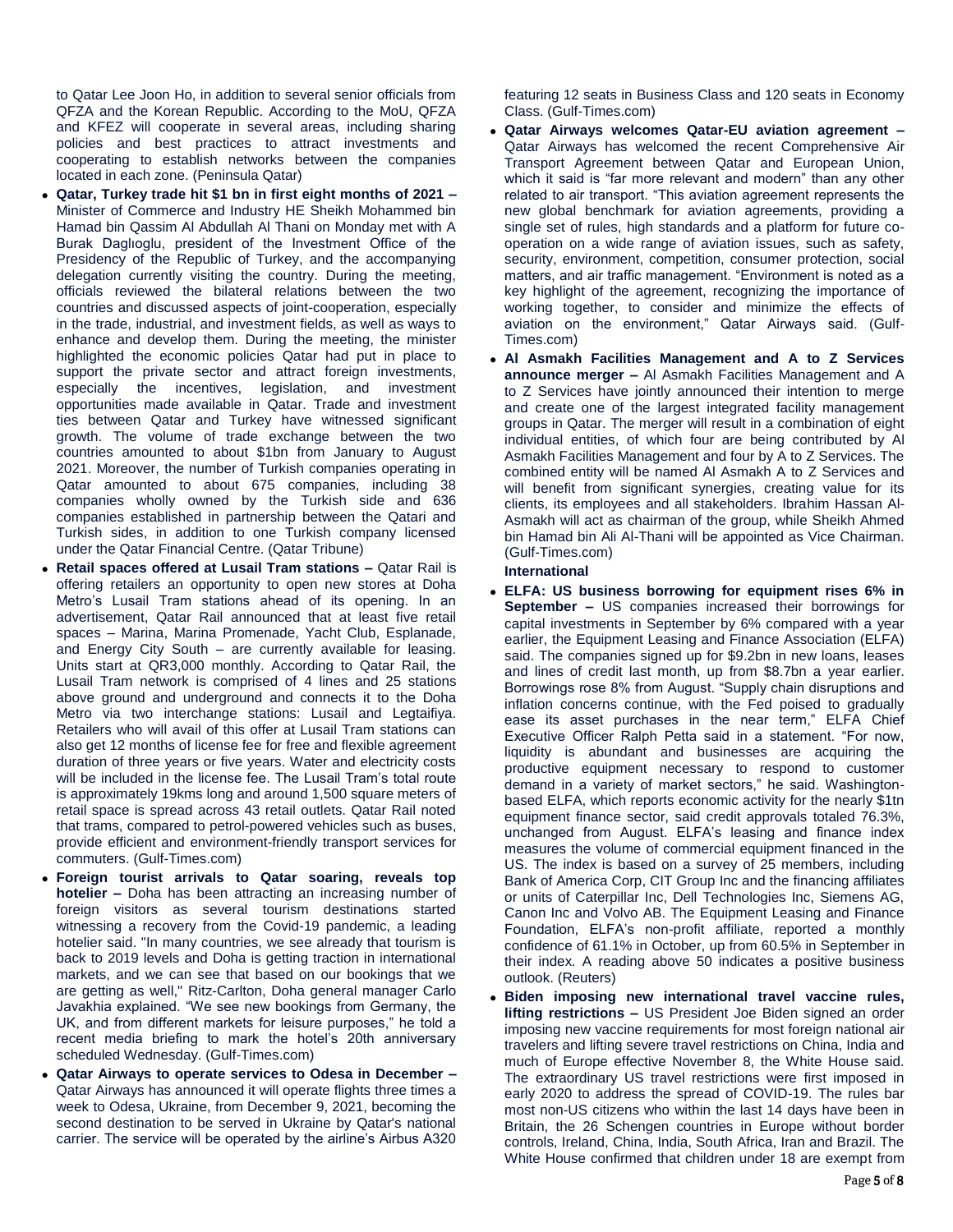to Qatar Lee Joon Ho, in addition to several senior officials from QFZA and the Korean Republic. According to the MoU, QFZA and KFEZ will cooperate in several areas, including sharing policies and best practices to attract investments and cooperating to establish networks between the companies located in each zone. (Peninsula Qatar)

- **Qatar, Turkey trade hit $1 bn in first eight months of 2021 –** Minister of Commerce and Industry HE Sheikh Mohammed bin Hamad bin Qassim Al Abdullah Al Thani on Monday met with A Burak Daglıoglu, president of the Investment Office of the Presidency of the Republic of Turkey, and the accompanying delegation currently visiting the country. During the meeting, officials reviewed the bilateral relations between the two countries and discussed aspects of joint-cooperation, especially in the trade, industrial, and investment fields, as well as ways to enhance and develop them. During the meeting, the minister highlighted the economic policies Qatar had put in place to support the private sector and attract foreign investments, especially the incentives, legislation, and investment opportunities made available in Qatar. Trade and investment ties between Qatar and Turkey have witnessed significant growth. The volume of trade exchange between the two countries amounted to about $1bn from January to August 2021. Moreover, the number of Turkish companies operating in Qatar amounted to about 675 companies, including 38 companies wholly owned by the Turkish side and 636 companies established in partnership between the Qatari and Turkish sides, in addition to one Turkish company licensed under the Qatar Financial Centre. (Qatar Tribune)
- **Retail spaces offered at Lusail Tram stations –** Qatar Rail is offering retailers an opportunity to open new stores at Doha Metro's Lusail Tram stations ahead of its opening. In an advertisement, Qatar Rail announced that at least five retail spaces – Marina, Marina Promenade, Yacht Club, Esplanade, and Energy City South – are currently available for leasing. Units start at QR3,000 monthly. According to Qatar Rail, the Lusail Tram network is comprised of 4 lines and 25 stations above ground and underground and connects it to the Doha Metro via two interchange stations: Lusail and Legtaifiya. Retailers who will avail of this offer at Lusail Tram stations can also get 12 months of license fee for free and flexible agreement duration of three years or five years. Water and electricity costs will be included in the license fee. The Lusail Tram's total route is approximately 19kms long and around 1,500 square meters of retail space is spread across 43 retail outlets. Qatar Rail noted that trams, compared to petrol-powered vehicles such as buses, provide efficient and environment-friendly transport services for commuters. (Gulf-Times.com)
- **Foreign tourist arrivals to Qatar soaring, reveals top hotelier –** Doha has been attracting an increasing number of foreign visitors as several tourism destinations started witnessing a recovery from the Covid-19 pandemic, a leading hotelier said. "In many countries, we see already that tourism is back to 2019 levels and Doha is getting traction in international markets, and we can see that based on our bookings that we are getting as well," Ritz-Carlton, Doha general manager Carlo Javakhia explained. "We see new bookings from Germany, the UK, and from different markets for leisure purposes," he told a recent media briefing to mark the hotel's 20th anniversary scheduled Wednesday. (Gulf-Times.com)
- **Qatar Airways to operate services to Odesa in December –** Qatar Airways has announced it will operate flights three times a week to Odesa, Ukraine, from December 9, 2021, becoming the second destination to be served in Ukraine by Qatar's national carrier. The service will be operated by the airline's Airbus A320 featuring 12 seats in Business Class and 120 seats in Economy Class. (Gulf-Times.com)
- **Qatar Airways welcomes Qatar-EU aviation agreement –** Qatar Airways has welcomed the recent Comprehensive Air Transport Agreement between Qatar and European Union, which it said is "far more relevant and modern" than any other related to air transport. "This aviation agreement represents the new global benchmark for aviation agreements, providing a single set of rules, high standards and a platform for future co-operation on a wide range of aviation issues, such as safety, security, environment, competition, consumer protection, social matters, and air traffic management. "Environment is noted as a key highlight of the agreement, recognizing the importance of working together, to consider and minimize the effects of aviation on the environment," Qatar Airways said. (Gulf-Times.com)
- **Al Asmakh Facilities Management and A to Z Services announce merger –** Al Asmakh Facilities Management and A to Z Services have jointly announced their intention to merge and create one of the largest integrated facility management groups in Qatar. The merger will result in a combination of eight individual entities, of which four are being contributed by Al Asmakh Facilities Management and four by A to Z Services. The combined entity will be named Al Asmakh A to Z Services and will benefit from significant synergies, creating value for its clients, its employees and all stakeholders. Ibrahim Hassan Al-Asmakh will act as chairman of the group, while Sheikh Ahmed bin Hamad bin Ali Al-Thani will be appointed as Vice Chairman. (Gulf-Times.com)

**International**

- **ELFA: US business borrowing for equipment rises 6% in September –** US companies increased their borrowings for capital investments in September by 6% compared with a year earlier, the Equipment Leasing and Finance Association (ELFA) said. The companies signed up for $9.2bn in new loans, leases and lines of credit last month, up from $8.7bn a year earlier. Borrowings rose 8% from August. "Supply chain disruptions and inflation concerns continue, with the Fed poised to gradually ease its asset purchases in the near term," ELFA Chief Executive Officer Ralph Petta said in a statement. "For now, liquidity is abundant and businesses are acquiring the productive equipment necessary to respond to customer demand in a variety of market sectors," he said. Washington-based ELFA, which reports economic activity for the nearly $1tn equipment finance sector, said credit approvals totaled 76.3%, unchanged from August. ELFA's leasing and finance index measures the volume of commercial equipment financed in the US. The index is based on a survey of 25 members, including Bank of America Corp, CIT Group Inc and the financing affiliates or units of Caterpillar Inc, Dell Technologies Inc, Siemens AG, Canon Inc and Volvo AB. The Equipment Leasing and Finance Foundation, ELFA's non-profit affiliate, reported a monthly confidence of 61.1% in October, up from 60.5% in September in their index. A reading above 50 indicates a positive business outlook. (Reuters)
- **Biden imposing new international travel vaccine rules, lifting restrictions –** US President Joe Biden signed an order imposing new vaccine requirements for most foreign national air travelers and lifting severe travel restrictions on China, India and much of Europe effective November 8, the White House said. The extraordinary US travel restrictions were first imposed in early 2020 to address the spread of COVID-19. The rules bar most non-US citizens who within the last 14 days have been in Britain, the 26 Schengen countries in Europe without border controls, Ireland, China, India, South Africa, Iran and Brazil. The White House confirmed that children under 18 are exempt from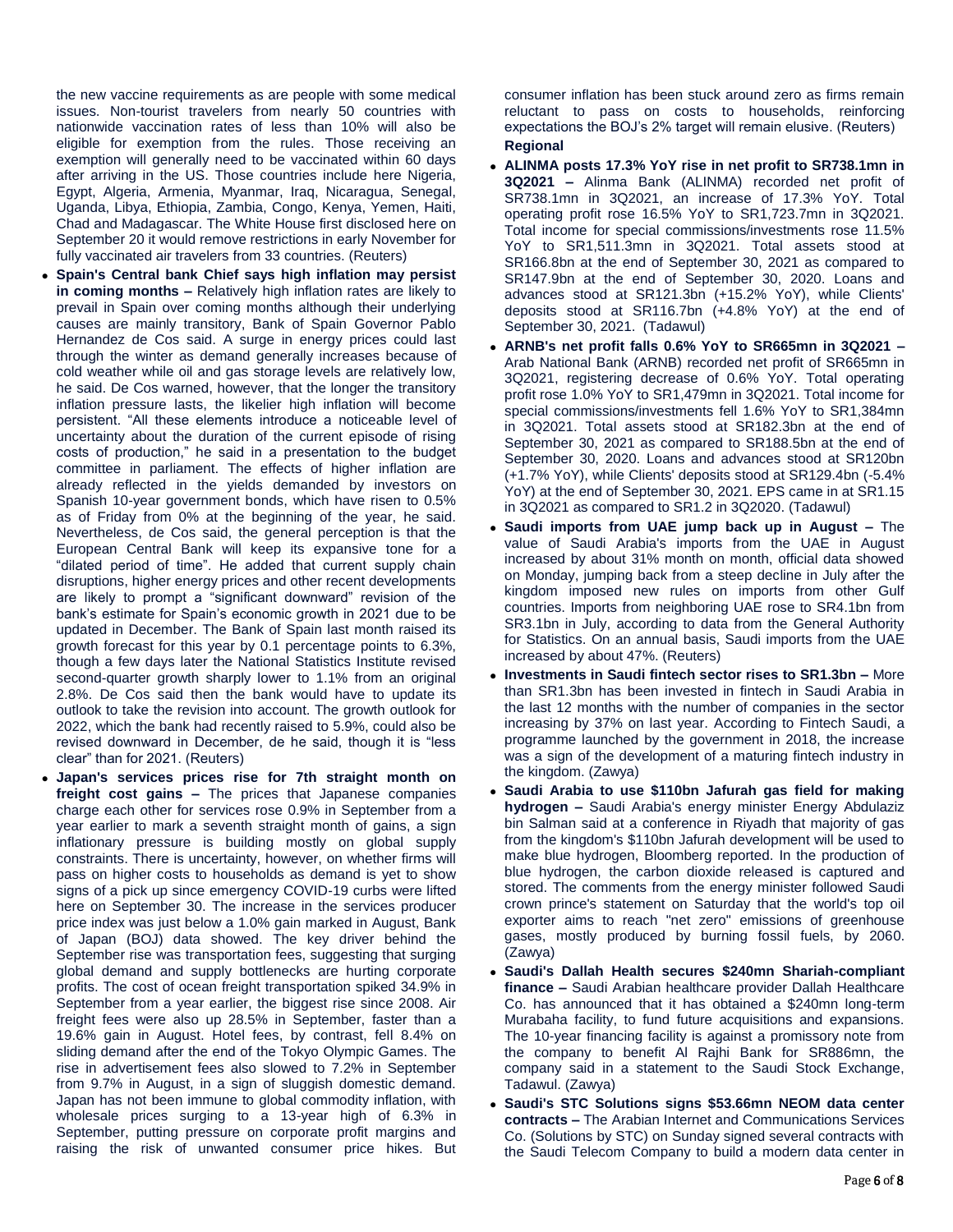the new vaccine requirements as are people with some medical issues. Non-tourist travelers from nearly 50 countries with nationwide vaccination rates of less than 10% will also be eligible for exemption from the rules. Those receiving an exemption will generally need to be vaccinated within 60 days after arriving in the US. Those countries include here Nigeria, Egypt, Algeria, Armenia, Myanmar, Iraq, Nicaragua, Senegal, Uganda, Libya, Ethiopia, Zambia, Congo, Kenya, Yemen, Haiti, Chad and Madagascar. The White House first disclosed here on September 20 it would remove restrictions in early November for fully vaccinated air travelers from 33 countries. (Reuters)

- **Spain's Central bank Chief says high inflation may persist in coming months –** Relatively high inflation rates are likely to prevail in Spain over coming months although their underlying causes are mainly transitory, Bank of Spain Governor Pablo Hernandez de Cos said. A surge in energy prices could last through the winter as demand generally increases because of cold weather while oil and gas storage levels are relatively low, he said. De Cos warned, however, that the longer the transitory inflation pressure lasts, the likelier high inflation will become persistent. "All these elements introduce a noticeable level of uncertainty about the duration of the current episode of rising costs of production," he said in a presentation to the budget committee in parliament. The effects of higher inflation are already reflected in the yields demanded by investors on Spanish 10-year government bonds, which have risen to 0.5% as of Friday from 0% at the beginning of the year, he said. Nevertheless, de Cos said, the general perception is that the European Central Bank will keep its expansive tone for a "dilated period of time". He added that current supply chain disruptions, higher energy prices and other recent developments are likely to prompt a "significant downward" revision of the bank's estimate for Spain's economic growth in 2021 due to be updated in December. The Bank of Spain last month raised its growth forecast for this year by 0.1 percentage points to 6.3%, though a few days later the National Statistics Institute revised second-quarter growth sharply lower to 1.1% from an original 2.8%. De Cos said then the bank would have to update its outlook to take the revision into account. The growth outlook for 2022, which the bank had recently raised to 5.9%, could also be revised downward in December, de he said, though it is "less clear" than for 2021. (Reuters)
- **Japan's services prices rise for 7th straight month on freight cost gains –** The prices that Japanese companies charge each other for services rose 0.9% in September from a year earlier to mark a seventh straight month of gains, a sign inflationary pressure is building mostly on global supply constraints. There is uncertainty, however, on whether firms will pass on higher costs to households as demand is yet to show signs of a pick up since emergency COVID-19 curbs were lifted here on September 30. The increase in the services producer price index was just below a 1.0% gain marked in August, Bank of Japan (BOJ) data showed. The key driver behind the September rise was transportation fees, suggesting that surging global demand and supply bottlenecks are hurting corporate profits. The cost of ocean freight transportation spiked 34.9% in September from a year earlier, the biggest rise since 2008. Air freight fees were also up 28.5% in September, faster than a 19.6% gain in August. Hotel fees, by contrast, fell 8.4% on sliding demand after the end of the Tokyo Olympic Games. The rise in advertisement fees also slowed to 7.2% in September from 9.7% in August, in a sign of sluggish domestic demand. Japan has not been immune to global commodity inflation, with wholesale prices surging to a 13-year high of 6.3% in September, putting pressure on corporate profit margins and raising the risk of unwanted consumer price hikes. But consumer inflation has been stuck around zero as firms remain reluctant to pass on costs to households, reinforcing expectations the BOJ's 2% target will remain elusive. (Reuters)

**Regional**

- **ALINMA posts 17.3% YoY rise in net profit to SR738.1mn in 3Q2021 –** Alinma Bank (ALINMA) recorded net profit of SR738.1mn in 3Q2021, an increase of 17.3% YoY. Total operating profit rose 16.5% YoY to SR1,723.7mn in 3Q2021. Total income for special commissions/investments rose 11.5% YoY to SR1,511.3mn in 3Q2021. Total assets stood at SR166.8bn at the end of September 30, 2021 as compared to SR147.9bn at the end of September 30, 2020. Loans and advances stood at SR121.3bn (+15.2% YoY), while Clients' deposits stood at SR116.7bn (+4.8% YoY) at the end of September 30, 2021. (Tadawul)
- **ARNB's net profit falls 0.6% YoY to SR665mn in 3Q2021 –** Arab National Bank (ARNB) recorded net profit of SR665mn in 3Q2021, registering decrease of 0.6% YoY. Total operating profit rose 1.0% YoY to SR1,479mn in 3Q2021. Total income for special commissions/investments fell 1.6% YoY to SR1,384mn in 3Q2021. Total assets stood at SR182.3bn at the end of September 30, 2021 as compared to SR188.5bn at the end of September 30, 2020. Loans and advances stood at SR120bn (+1.7% YoY), while Clients' deposits stood at SR129.4bn (-5.4% YoY) at the end of September 30, 2021. EPS came in at SR1.15 in 3Q2021 as compared to SR1.2 in 3Q2020. (Tadawul)
- **Saudi imports from UAE jump back up in August –** The value of Saudi Arabia's imports from the UAE in August increased by about 31% month on month, official data showed on Monday, jumping back from a steep decline in July after the kingdom imposed new rules on imports from other Gulf countries. Imports from neighboring UAE rose to SR4.1bn from SR3.1bn in July, according to data from the General Authority for Statistics. On an annual basis, Saudi imports from the UAE increased by about 47%. (Reuters)
- **Investments in Saudi fintech sector rises to SR1.3bn –** More than SR1.3bn has been invested in fintech in Saudi Arabia in the last 12 months with the number of companies in the sector increasing by 37% on last year. According to Fintech Saudi, a programme launched by the government in 2018, the increase was a sign of the development of a maturing fintech industry in the kingdom. (Zawya)
- **Saudi Arabia to use $110bn Jafurah gas field for making hydrogen –** Saudi Arabia's energy minister Energy Abdulaziz bin Salman said at a conference in Riyadh that majority of gas from the kingdom's $110bn Jafurah development will be used to make blue hydrogen, Bloomberg reported. In the production of blue hydrogen, the carbon dioxide released is captured and stored. The comments from the energy minister followed Saudi crown prince's statement on Saturday that the world's top oil exporter aims to reach "net zero" emissions of greenhouse gases, mostly produced by burning fossil fuels, by 2060. (Zawya)
- **Saudi's Dallah Health secures $240mn Shariah-compliant finance –** Saudi Arabian healthcare provider Dallah Healthcare Co. has announced that it has obtained a $240mn long-term Murabaha facility, to fund future acquisitions and expansions. The 10-year financing facility is against a promissory note from the company to benefit Al Rajhi Bank for SR886mn, the company said in a statement to the Saudi Stock Exchange, Tadawul. (Zawya)
- **Saudi's STC Solutions signs $53.66mn NEOM data center contracts –** The Arabian Internet and Communications Services Co. (Solutions by STC) on Sunday signed several contracts with the Saudi Telecom Company to build a modern data center in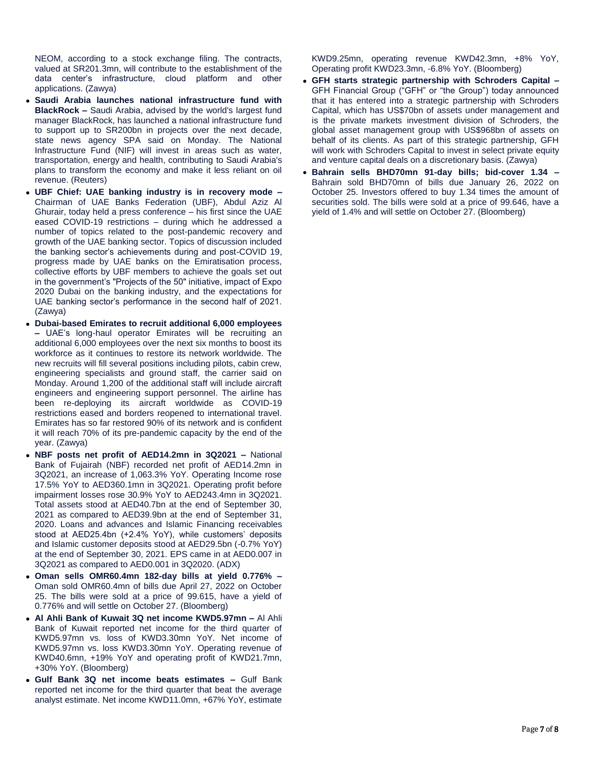NEOM, according to a stock exchange filing. The contracts, valued at SR201.3mn, will contribute to the establishment of the data center's infrastructure, cloud platform and other applications. (Zawya)

- **Saudi Arabia launches national infrastructure fund with BlackRock –** Saudi Arabia, advised by the world's largest fund manager BlackRock, has launched a national infrastructure fund to support up to SR200bn in projects over the next decade, state news agency SPA said on Monday. The National Infrastructure Fund (NIF) will invest in areas such as water, transportation, energy and health, contributing to Saudi Arabia's plans to transform the economy and make it less reliant on oil revenue. (Reuters)
- **UBF Chief: UAE banking industry is in recovery mode –** Chairman of UAE Banks Federation (UBF), Abdul Aziz Al Ghurair, today held a press conference – his first since the UAE eased COVID-19 restrictions – during which he addressed a number of topics related to the post-pandemic recovery and growth of the UAE banking sector. Topics of discussion included the banking sector's achievements during and post-COVID 19, progress made by UAE banks on the Emiratisation process, collective efforts by UBF members to achieve the goals set out in the government's "Projects of the 50" initiative, impact of Expo 2020 Dubai on the banking industry, and the expectations for UAE banking sector's performance in the second half of 2021. (Zawya)
- **Dubai-based Emirates to recruit additional 6,000 employees –** UAE's long-haul operator Emirates will be recruiting an additional 6,000 employees over the next six months to boost its workforce as it continues to restore its network worldwide. The new recruits will fill several positions including pilots, cabin crew, engineering specialists and ground staff, the carrier said on Monday. Around 1,200 of the additional staff will include aircraft engineers and engineering support personnel. The airline has been re-deploying its aircraft worldwide as COVID-19 restrictions eased and borders reopened to international travel. Emirates has so far restored 90% of its network and is confident it will reach 70% of its pre-pandemic capacity by the end of the year. (Zawya)
- **NBF posts net profit of AED14.2mn in 3Q2021 –** National Bank of Fujairah (NBF) recorded net profit of AED14.2mn in 3Q2021, an increase of 1,063.3% YoY. Operating Income rose 17.5% YoY to AED360.1mn in 3Q2021. Operating profit before impairment losses rose 30.9% YoY to AED243.4mn in 3Q2021. Total assets stood at AED40.7bn at the end of September 30, 2021 as compared to AED39.9bn at the end of September 31, 2020. Loans and advances and Islamic Financing receivables stood at AED25.4bn (+2.4% YoY), while customers' deposits and Islamic customer deposits stood at AED29.5bn (-0.7% YoY) at the end of September 30, 2021. EPS came in at AED0.007 in 3Q2021 as compared to AED0.001 in 3Q2020. (ADX)
- **Oman sells OMR60.4mn 182-day bills at yield 0.776% –** Oman sold OMR60.4mn of bills due April 27, 2022 on October 25. The bills were sold at a price of 99.615, have a yield of 0.776% and will settle on October 27. (Bloomberg)
- **Al Ahli Bank of Kuwait 3Q net income KWD5.97mn –** Al Ahli Bank of Kuwait reported net income for the third quarter of KWD5.97mn vs. loss of KWD3.30mn YoY. Net income of KWD5.97mn vs. loss KWD3.30mn YoY. Operating revenue of KWD40.6mn, +19% YoY and operating profit of KWD21.7mn, +30% YoY. (Bloomberg)
- **Gulf Bank 3Q net income beats estimates –** Gulf Bank reported net income for the third quarter that beat the average analyst estimate. Net income KWD11.0mn, +67% YoY, estimate KWD9.25mn, operating revenue KWD42.3mn, +8% YoY, Operating profit KWD23.3mn, -6.8% YoY. (Bloomberg)
- **GFH starts strategic partnership with Schroders Capital –** GFH Financial Group ("GFH" or "the Group") today announced that it has entered into a strategic partnership with Schroders Capital, which has US$70bn of assets under management and is the private markets investment division of Schroders, the global asset management group with US$968bn of assets on behalf of its clients. As part of this strategic partnership, GFH will work with Schroders Capital to invest in select private equity and venture capital deals on a discretionary basis. (Zawya)
- **Bahrain sells BHD70mn 91-day bills; bid-cover 1.34 –** Bahrain sold BHD70mn of bills due January 26, 2022 on October 25. Investors offered to buy 1.34 times the amount of securities sold. The bills were sold at a price of 99.646, have a yield of 1.4% and will settle on October 27. (Bloomberg)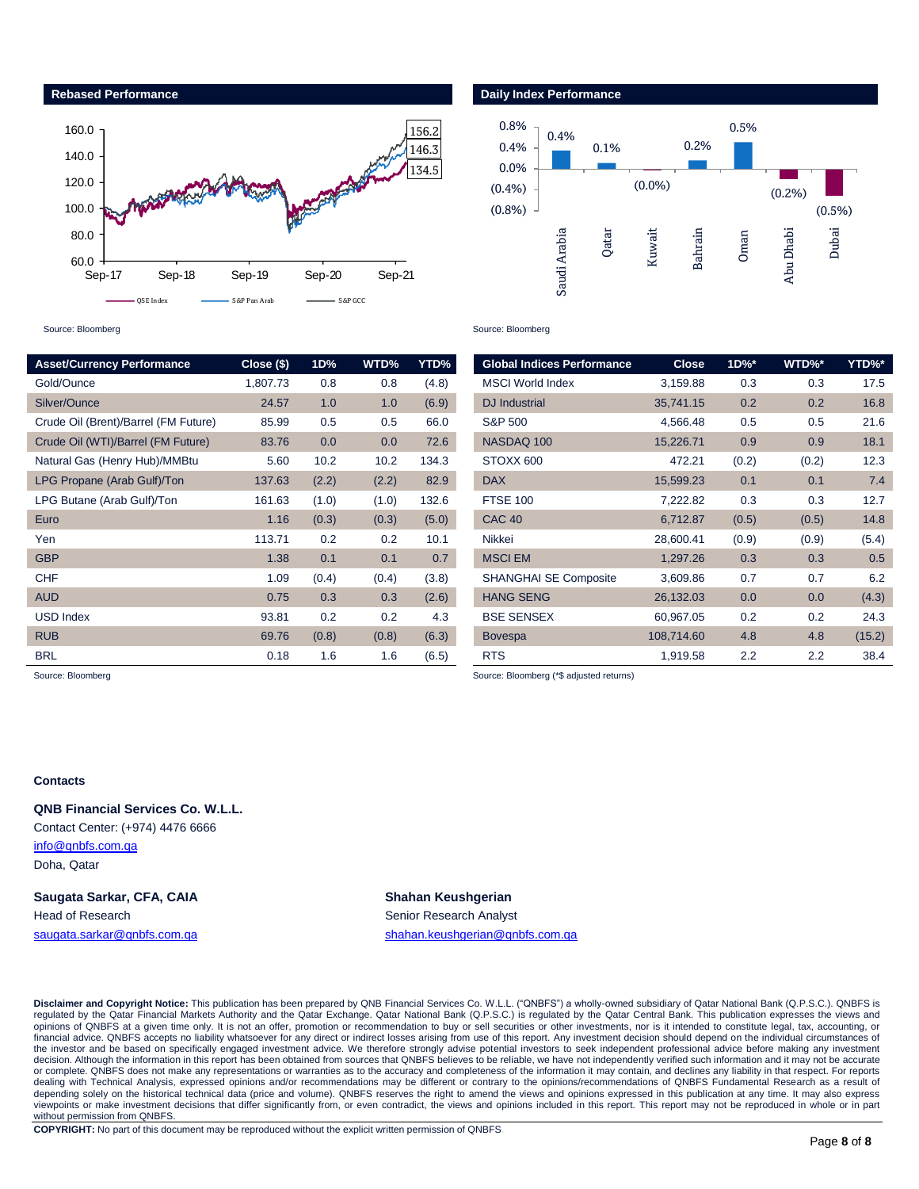## Rebased Performance

160.0
140.0
120.0
100.0
80.0
60.0

Sep-17 Sep-18 Sep-19 Sep-20 Sep-21

156.2
146.3
134.5

QSE Index S&P Pan Arab S&P GCC

Source: Bloomberg

## Daily Index Performance

0.8%
0.4%
0.0%
(0.4%)
(0.8%)

0.4% 0.1% (0.0%) 0.2% 0.5% (0.2%) (0.5%)

Saudi Arabia Qatar Kuwait Bahrain Oman Abu Dhabi Dubai

Source: Bloomberg

| Asset/Currency Performance | Close ($) | 1D% | WTD% | YTD% |
|---|---|---|---|---|
| Gold/Ounce | 1,807.73 | 0.8 | 0.8 | (4.8) |
| Silver/Ounce | 24.57 | 1.0 | 1.0 | (6.9) |
| Crude Oil (Brent)/Barrel (FM Future) | 85.99 | 0.5 | 0.5 | 66.0 |
| Crude Oil (WTI)/Barrel (FM Future) | 83.76 | 0.0 | 0.0 | 72.6 |
| Natural Gas (Henry Hub)/MMBtu | 5.60 | 10.2 | 10.2 | 134.3 |
| LPG Propane (Arab Gulf)/Ton | 137.63 | (2.2) | (2.2) | 82.9 |
| LPG Butane (Arab Gulf)/Ton | 161.63 | (1.0) | (1.0) | 132.6 |
| Euro | 1.16 | (0.3) | (0.3) | (5.0) |
| Yen | 113.71 | 0.2 | 0.2 | 10.1 |
| GBP | 1.38 | 0.1 | 0.1 | 0.7 |
| CHF | 1.09 | (0.4) | (0.4) | (3.8) |
| AUD | 0.75 | 0.3 | 0.3 | (2.6) |
| USD Index | 93.81 | 0.2 | 0.2 | 4.3 |
| RUB | 69.76 | (0.8) | (0.8) | (6.3) |
| BRL | 0.18 | 1.6 | 1.6 | (6.5) |

Source: Bloomberg

| Global Indices Performance | Close | 1D%* | WTD%* | YTD%* |
|---|---|---|---|---|
| MSCI World Index | 3,159.88 | 0.3 | 0.3 | 17.5 |
| DJ Industrial | 35,741.15 | 0.2 | 0.2 | 16.8 |
| S&P 500 | 4,566.48 | 0.5 | 0.5 | 21.6 |
| NASDAQ 100 | 15,226.71 | 0.9 | 0.9 | 18.1 |
| STOXX 600 | 472.21 | (0.2) | (0.2) | 12.3 |
| DAX | 15,599.23 | 0.1 | 0.1 | 7.4 |
| FTSE 100 | 7,222.82 | 0.3 | 0.3 | 12.7 |
| CAC 40 | 6,712.87 | (0.5) | (0.5) | 14.8 |
| Nikkei | 28,600.41 | (0.9) | (0.9) | (5.4) |
| MSCI EM | 1,297.26 | 0.3 | 0.3 | 0.5 |
| SHANGHAI SE Composite | 3,609.86 | 0.7 | 0.7 | 6.2 |
| HANG SENG | 26,132.03 | 0.0 | 0.0 | (4.3) |
| BSE SENSEX | 60,967.05 | 0.2 | 0.2 | 24.3 |
| Bovespa | 108,714.60 | 4.8 | 4.8 | (15.2) |
| RTS | 1,919.58 | 2.2 | 2.2 | 38.4 |

Source: Bloomberg (*$ adjusted returns)

### Contacts

**QNB Financial Services Co. W.L.L.**
Contact Center: (+974) 4476 6666
info@qnbfs.com.qa
Doha, Qatar

**Saugata Sarkar, CFA, CAIA**
Head of Research
saugata.sarkar@qnbfs.com.qa

**Shahan Keushgerian**
Senior Research Analyst
shahan.keushgerian@qnbfs.com.qa

**Disclaimer and Copyright Notice:** This publication has been prepared by QNB Financial Services Co. W.L.L. ("QNBFS") a wholly-owned subsidiary of Qatar National Bank (Q.P.S.C.). QNBFS is regulated by the Qatar Financial Markets Authority and the Qatar Exchange. Qatar National Bank (Q.P.S.C.) is regulated by the Qatar Central Bank. This publication expresses the views and opinions of QNBFS at a given time only. It is not an offer, promotion or recommendation to buy or sell securities or other investments, nor is it intended to constitute legal, tax, accounting, or financial advice. QNBFS accepts no liability whatsoever for any direct or indirect losses arising from use of this report. Any investment decision should depend on the individual circumstances of the investor and be based on specifically engaged investment advice. We therefore strongly advise potential investors to seek independent professional advice before making any investment decision. Although the information in this report has been obtained from sources that QNBFS believes to be reliable, we have not independently verified such information and it may not be accurate or complete. QNBFS does not make any representations or warranties as to the accuracy and completeness of the information it may contain, and declines any liability in that respect. For reports dealing with Technical Analysis, expressed opinions and/or recommendations may be different or contrary to the opinions/recommendations of QNBFS Fundamental Research as a result of depending solely on the historical technical data (price and volume). QNBFS reserves the right to amend the views and opinions expressed in this publication at any time. It may also express viewpoints or make investment decisions that differ significantly from, or even contradict, the views and opinions included in this report. This report may not be reproduced in whole or in part without permission from QNBFS.

**COPYRIGHT:** No part of this document may be reproduced without the explicit written permission of QNBFS